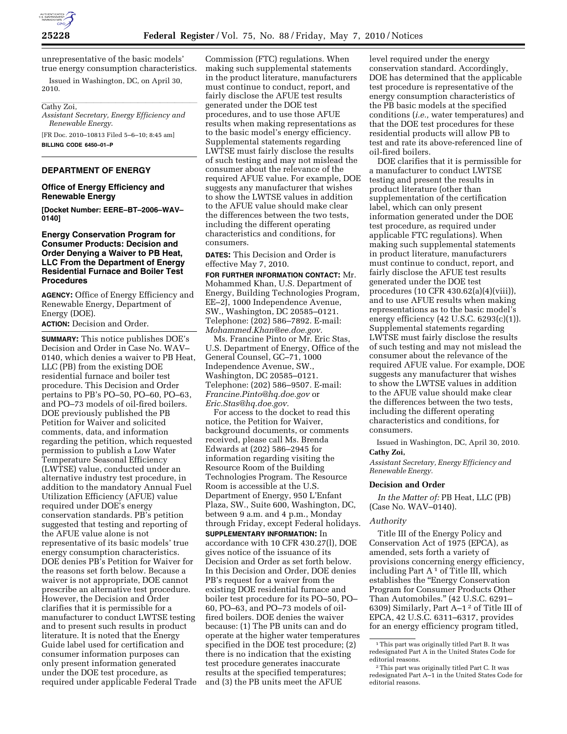unrepresentative of the basic models' true energy consumption characteristics.

Issued in Washington, DC, on April 30, 2010.

Cathy Zoi,

*Assistant Secretary, Energy Efficiency and Renewable Energy.*

[FR Doc. 2010–10813 Filed 5–6–10; 8:45 am]

**BILLING CODE 6450–01–P**

## DEPARTMENT OF ENERGY

### Office of Energy Efficiency and Renewable Energy

**[Docket Number: EERE–BT–2006–WAV–0140]**

### Energy Conservation Program for Consumer Products: Decision and Order Denying a Waiver to PB Heat, LLC From the Department of Energy Residential Furnace and Boiler Test Procedures

**AGENCY:** Office of Energy Efficiency and Renewable Energy, Department of Energy (DOE).

**ACTION:** Decision and Order.

**SUMMARY:** This notice publishes DOE's Decision and Order in Case No. WAV–0140, which denies a waiver to PB Heat, LLC (PB) from the existing DOE residential furnace and boiler test procedure. This Decision and Order pertains to PB's PO–50, PO–60, PO–63, and PO–73 models of oil-fired boilers. DOE previously published the PB Petition for Waiver and solicited comments, data, and information regarding the petition, which requested permission to publish a Low Water Temperature Seasonal Efficiency (LWTSE) value, conducted under an alternative industry test procedure, in addition to the mandatory Annual Fuel Utilization Efficiency (AFUE) value required under DOE's energy conservation standards. PB's petition suggested that testing and reporting of the AFUE value alone is not representative of its basic models' true energy consumption characteristics. DOE denies PB's Petition for Waiver for the reasons set forth below. Because a waiver is not appropriate, DOE cannot prescribe an alternative test procedure. However, the Decision and Order clarifies that it is permissible for a manufacturer to conduct LWTSE testing and to present such results in product literature. It is noted that the Energy Guide label used for certification and consumer information purposes can only present information generated under the DOE test procedure, as required under applicable Federal Trade Commission (FTC) regulations. When making such supplemental statements in the product literature, manufacturers must continue to conduct, report, and fairly disclose the AFUE test results generated under the DOE test procedures, and to use those AFUE results when making representations as to the basic model's energy efficiency. Supplemental statements regarding LWTSE must fairly disclose the results of such testing and may not mislead the consumer about the relevance of the required AFUE value. For example, DOE suggests any manufacturer that wishes to show the LWTSE values in addition to the AFUE value should make clear the differences between the two tests, including the different operating characteristics and conditions, for consumers.

**DATES:** This Decision and Order is effective May 7, 2010.

**FOR FURTHER INFORMATION CONTACT:** Mr. Mohammed Khan, U.S. Department of Energy, Building Technologies Program, EE–2J, 1000 Independence Avenue, SW., Washington, DC 20585–0121. Telephone: (202) 586–7892. E-mail: *Mohammed.Khan@ee.doe.gov.*

Ms. Francine Pinto or Mr. Eric Stas, U.S. Department of Energy, Office of the General Counsel, GC–71, 1000 Independence Avenue, SW., Washington, DC 20585–0121. Telephone: (202) 586–9507. E-mail: *Francine.Pinto@hq.doe.gov* or *Eric.Stas@hq.doe.gov.*

For access to the docket to read this notice, the Petition for Waiver, background documents, or comments received, please call Ms. Brenda Edwards at (202) 586–2945 for information regarding visiting the Resource Room of the Building Technologies Program. The Resource Room is accessible at the U.S. Department of Energy, 950 L'Enfant Plaza, SW., Suite 600, Washington, DC, between 9 a.m. and 4 p.m., Monday through Friday, except Federal holidays.

**SUPPLEMENTARY INFORMATION:** In accordance with 10 CFR 430.27(l), DOE gives notice of the issuance of its Decision and Order as set forth below. In this Decision and Order, DOE denies PB's request for a waiver from the existing DOE residential furnace and boiler test procedure for its PO–50, PO–60, PO–63, and PO–73 models of oil-fired boilers. DOE denies the waiver because: (1) The PB units can and do operate at the higher water temperatures specified in the DOE test procedure; (2) there is no indication that the existing test procedure generates inaccurate results at the specified temperatures; and (3) the PB units meet the AFUE level required under the energy conservation standard. Accordingly, DOE has determined that the applicable test procedure is representative of the energy consumption characteristics of the PB basic models at the specified conditions (*i.e.,* water temperatures) and that the DOE test procedures for these residential products will allow PB to test and rate its above-referenced line of oil-fired boilers.

DOE clarifies that it is permissible for a manufacturer to conduct LWTSE testing and present the results in product literature (other than supplementation of the certification label, which can only present information generated under the DOE test procedure, as required under applicable FTC regulations). When making such supplemental statements in product literature, manufacturers must continue to conduct, report, and fairly disclose the AFUE test results generated under the DOE test procedures (10 CFR 430.62(a)(4)(viii)), and to use AFUE results when making representations as to the basic model's energy efficiency (42 U.S.C. 6293(c)(1)). Supplemental statements regarding LWTSE must fairly disclose the results of such testing and may not mislead the consumer about the relevance of the required AFUE value. For example, DOE suggests any manufacturer that wishes to show the LWTSE values in addition to the AFUE value should make clear the differences between the two tests, including the different operating characteristics and conditions, for consumers.

Issued in Washington, DC, April 30, 2010.

**Cathy Zoi,**

*Assistant Secretary, Energy Efficiency and Renewable Energy.*

### Decision and Order

*In the Matter of:* PB Heat, LLC (PB) (Case No. WAV–0140).

#### *Authority*

Title III of the Energy Policy and Conservation Act of 1975 (EPCA), as amended, sets forth a variety of provisions concerning energy efficiency, including Part A [1] of Title III, which establishes the "Energy Conservation Program for Consumer Products Other Than Automobiles." (42 U.S.C. 6291–6309) Similarly, Part A–1 [2] of Title III of EPCA, 42 U.S.C. 6311–6317, provides for an energy efficiency program titled,

[1] This part was originally titled Part B. It was redesignated Part A in the United States Code for editorial reasons.

[2] This part was originally titled Part C. It was redesignated Part A–1 in the United States Code for editorial reasons.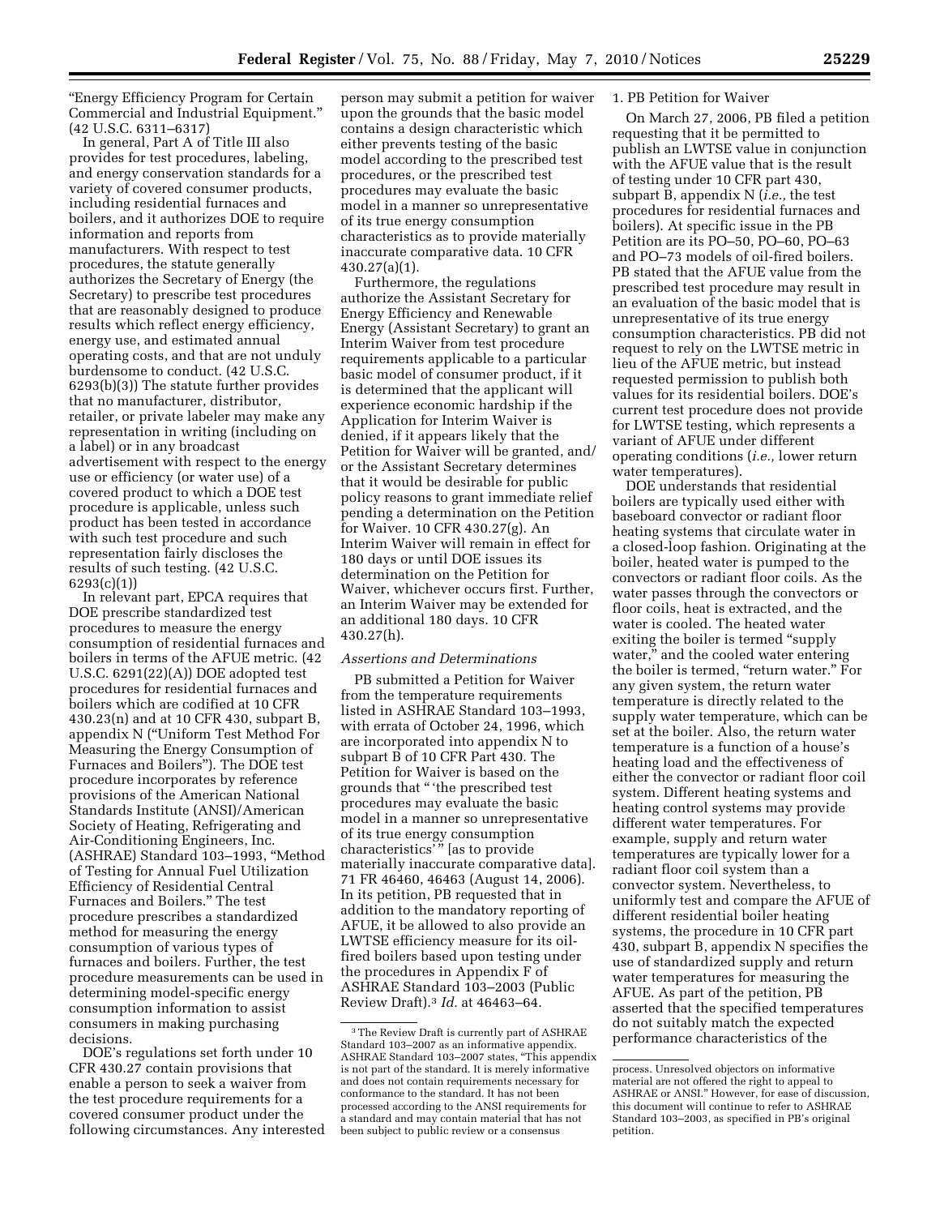"Energy Efficiency Program for Certain Commercial and Industrial Equipment." (42 U.S.C. 6311–6317)

In general, Part A of Title III also provides for test procedures, labeling, and energy conservation standards for a variety of covered consumer products, including residential furnaces and boilers, and it authorizes DOE to require information and reports from manufacturers. With respect to test procedures, the statute generally authorizes the Secretary of Energy (the Secretary) to prescribe test procedures that are reasonably designed to produce results which reflect energy efficiency, energy use, and estimated annual operating costs, and that are not unduly burdensome to conduct. (42 U.S.C. 6293(b)(3)) The statute further provides that no manufacturer, distributor, retailer, or private labeler may make any representation in writing (including on a label) or in any broadcast advertisement with respect to the energy use or efficiency (or water use) of a covered product to which a DOE test procedure is applicable, unless such product has been tested in accordance with such test procedure and such representation fairly discloses the results of such testing. (42 U.S.C. 6293(c)(1))

In relevant part, EPCA requires that DOE prescribe standardized test procedures to measure the energy consumption of residential furnaces and boilers in terms of the AFUE metric. (42 U.S.C. 6291(22)(A)) DOE adopted test procedures for residential furnaces and boilers which are codified at 10 CFR 430.23(n) and at 10 CFR 430, subpart B, appendix N ("Uniform Test Method For Measuring the Energy Consumption of Furnaces and Boilers"). The DOE test procedure incorporates by reference provisions of the American National Standards Institute (ANSI)/American Society of Heating, Refrigerating and Air-Conditioning Engineers, Inc. (ASHRAE) Standard 103–1993, "Method of Testing for Annual Fuel Utilization Efficiency of Residential Central Furnaces and Boilers." The test procedure prescribes a standardized method for measuring the energy consumption of various types of furnaces and boilers. Further, the test procedure measurements can be used in determining model-specific energy consumption information to assist consumers in making purchasing decisions.

DOE's regulations set forth under 10 CFR 430.27 contain provisions that enable a person to seek a waiver from the test procedure requirements for a covered consumer product under the following circumstances. Any interested person may submit a petition for waiver upon the grounds that the basic model contains a design characteristic which either prevents testing of the basic model according to the prescribed test procedures, or the prescribed test procedures may evaluate the basic model in a manner so unrepresentative of its true energy consumption characteristics as to provide materially inaccurate comparative data. 10 CFR 430.27(a)(1).

Furthermore, the regulations authorize the Assistant Secretary for Energy Efficiency and Renewable Energy (Assistant Secretary) to grant an Interim Waiver from test procedure requirements applicable to a particular basic model of consumer product, if it is determined that the applicant will experience economic hardship if the Application for Interim Waiver is denied, if it appears likely that the Petition for Waiver will be granted, and/or the Assistant Secretary determines that it would be desirable for public policy reasons to grant immediate relief pending a determination on the Petition for Waiver. 10 CFR 430.27(g). An Interim Waiver will remain in effect for 180 days or until DOE issues its determination on the Petition for Waiver, whichever occurs first. Further, an Interim Waiver may be extended for an additional 180 days. 10 CFR 430.27(h).

*Assertions and Determinations*

PB submitted a Petition for Waiver from the temperature requirements listed in ASHRAE Standard 103–1993, with errata of October 24, 1996, which are incorporated into appendix N to subpart B of 10 CFR Part 430. The Petition for Waiver is based on the grounds that " 'the prescribed test procedures may evaluate the basic model in a manner so unrepresentative of its true energy consumption characteristics' " [as to provide materially inaccurate comparative data]. 71 FR 46460, 46463 (August 14, 2006). In its petition, PB requested that in addition to the mandatory reporting of AFUE, it be allowed to also provide an LWTSE efficiency measure for its oil-fired boilers based upon testing under the procedures in Appendix F of ASHRAE Standard 103–2003 (Public Review Draft).[3] *Id.* at 46463–64.

1. PB Petition for Waiver

On March 27, 2006, PB filed a petition requesting that it be permitted to publish an LWTSE value in conjunction with the AFUE value that is the result of testing under 10 CFR part 430, subpart B, appendix N (*i.e.,* the test procedures for residential furnaces and boilers). At specific issue in the PB Petition are its PO–50, PO–60, PO–63 and PO–73 models of oil-fired boilers. PB stated that the AFUE value from the prescribed test procedure may result in an evaluation of the basic model that is unrepresentative of its true energy consumption characteristics. PB did not request to rely on the LWTSE metric in lieu of the AFUE metric, but instead requested permission to publish both values for its residential boilers. DOE's current test procedure does not provide for LWTSE testing, which represents a variant of AFUE under different operating conditions (*i.e.,* lower return water temperatures).

DOE understands that residential boilers are typically used either with baseboard convector or radiant floor heating systems that circulate water in a closed-loop fashion. Originating at the boiler, heated water is pumped to the convectors or radiant floor coils. As the water passes through the convectors or floor coils, heat is extracted, and the water is cooled. The heated water exiting the boiler is termed "supply water," and the cooled water entering the boiler is termed, "return water." For any given system, the return water temperature is directly related to the supply water temperature, which can be set at the boiler. Also, the return water temperature is a function of a house's heating load and the effectiveness of either the convector or radiant floor coil system. Different heating systems and heating control systems may provide different water temperatures. For example, supply and return water temperatures are typically lower for a radiant floor coil system than a convector system. Nevertheless, to uniformly test and compare the AFUE of different residential boiler heating systems, the procedure in 10 CFR part 430, subpart B, appendix N specifies the use of standardized supply and return water temperatures for measuring the AFUE. As part of the petition, PB asserted that the specified temperatures do not suitably match the expected performance characteristics of the

[3] The Review Draft is currently part of ASHRAE Standard 103–2007 as an informative appendix. ASHRAE Standard 103–2007 states, "This appendix is not part of the standard. It is merely informative and does not contain requirements necessary for conformance to the standard. It has not been processed according to the ANSI requirements for a standard and may contain material that has not been subject to public review or a consensus process. Unresolved objectors on informative material are not offered the right to appeal to ASHRAE or ANSI." However, for ease of discussion, this document will continue to refer to ASHRAE Standard 103–2003, as specified in PB's original petition.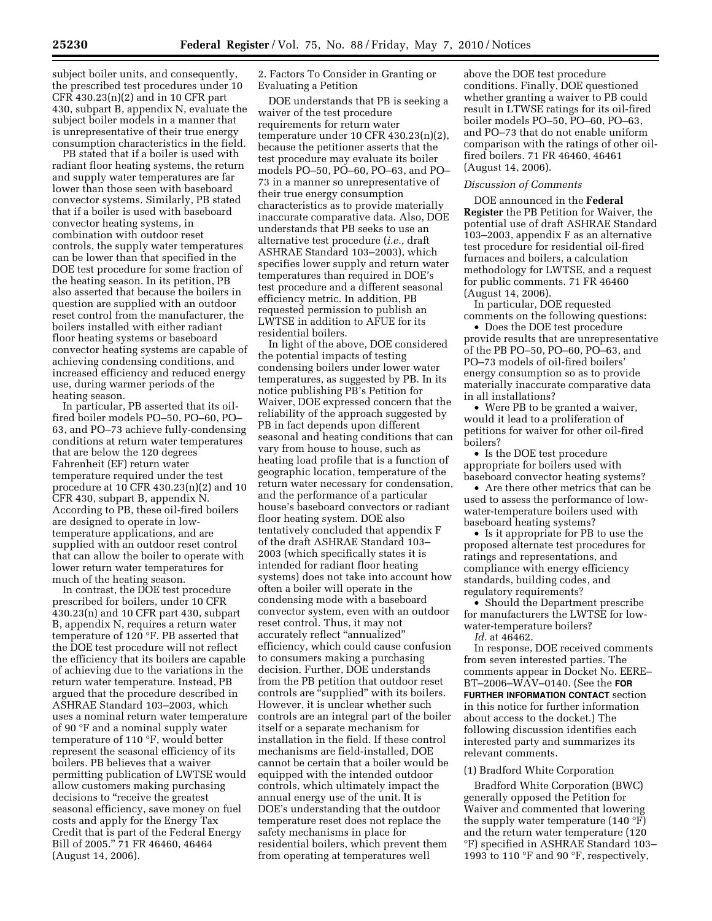subject boiler units, and consequently, the prescribed test procedures under 10 CFR 430.23(n)(2) and in 10 CFR part 430, subpart B, appendix N, evaluate the subject boiler models in a manner that is unrepresentative of their true energy consumption characteristics in the field.

PB stated that if a boiler is used with radiant floor heating systems, the return and supply water temperatures are far lower than those seen with baseboard convector systems. Similarly, PB stated that if a boiler is used with baseboard convector heating systems, in combination with outdoor reset controls, the supply water temperatures can be lower than that specified in the DOE test procedure for some fraction of the heating season. In its petition, PB also asserted that because the boilers in question are supplied with an outdoor reset control from the manufacturer, the boilers installed with either radiant floor heating systems or baseboard convector heating systems are capable of achieving condensing conditions, and increased efficiency and reduced energy use, during warmer periods of the heating season.

In particular, PB asserted that its oil-fired boiler models PO–50, PO–60, PO–63, and PO–73 achieve fully-condensing conditions at return water temperatures that are below the 120 degrees Fahrenheit (EF) return water temperature required under the test procedure at 10 CFR 430.23(n)(2) and 10 CFR 430, subpart B, appendix N. According to PB, these oil-fired boilers are designed to operate in low-temperature applications, and are supplied with an outdoor reset control that can allow the boiler to operate with lower return water temperatures for much of the heating season.

In contrast, the DOE test procedure prescribed for boilers, under 10 CFR 430.23(n) and 10 CFR part 430, subpart B, appendix N, requires a return water temperature of 120 °F. PB asserted that the DOE test procedure will not reflect the efficiency that its boilers are capable of achieving due to the variations in the return water temperature. Instead, PB argued that the procedure described in ASHRAE Standard 103–2003, which uses a nominal return water temperature of 90 °F and a nominal supply water temperature of 110 °F, would better represent the seasonal efficiency of its boilers. PB believes that a waiver permitting publication of LWTSE would allow customers making purchasing decisions to "receive the greatest seasonal efficiency, save money on fuel costs and apply for the Energy Tax Credit that is part of the Federal Energy Bill of 2005." 71 FR 46460, 46464 (August 14, 2006).

2. Factors To Consider in Granting or Evaluating a Petition

DOE understands that PB is seeking a waiver of the test procedure requirements for return water temperature under 10 CFR 430.23(n)(2), because the petitioner asserts that the test procedure may evaluate its boiler models PO–50, PO–60, PO–63, and PO–73 in a manner so unrepresentative of their true energy consumption characteristics as to provide materially inaccurate comparative data. Also, DOE understands that PB seeks to use an alternative test procedure (*i.e.,* draft ASHRAE Standard 103–2003), which specifies lower supply and return water temperatures than required in DOE's test procedure and a different seasonal efficiency metric. In addition, PB requested permission to publish an LWTSE in addition to AFUE for its residential boilers.

In light of the above, DOE considered the potential impacts of testing condensing boilers under lower water temperatures, as suggested by PB. In its notice publishing PB's Petition for Waiver, DOE expressed concern that the reliability of the approach suggested by PB in fact depends upon different seasonal and heating conditions that can vary from house to house, such as heating load profile that is a function of geographic location, temperature of the return water necessary for condensation, and the performance of a particular house's baseboard convectors or radiant floor heating system. DOE also tentatively concluded that appendix F of the draft ASHRAE Standard 103–2003 (which specifically states it is intended for radiant floor heating systems) does not take into account how often a boiler will operate in the condensing mode with a baseboard convector system, even with an outdoor reset control. Thus, it may not accurately reflect "annualized" efficiency, which could cause confusion to consumers making a purchasing decision. Further, DOE understands from the PB petition that outdoor reset controls are "supplied" with its boilers. However, it is unclear whether such controls are an integral part of the boiler itself or a separate mechanism for installation in the field. If these control mechanisms are field-installed, DOE cannot be certain that a boiler would be equipped with the intended outdoor controls, which ultimately impact the annual energy use of the unit. It is DOE's understanding that the outdoor temperature reset does not replace the safety mechanisms in place for residential boilers, which prevent them from operating at temperatures well above the DOE test procedure conditions. Finally, DOE questioned whether granting a waiver to PB could result in LTWSE ratings for its oil-fired boiler models PO–50, PO–60, PO–63, and PO–73 that do not enable uniform comparison with the ratings of other oil-fired boilers. 71 FR 46460, 46461 (August 14, 2006).

*Discussion of Comments*

DOE announced in the **Federal Register** the PB Petition for Waiver, the potential use of draft ASHRAE Standard 103–2003, appendix F as an alternative test procedure for residential oil-fired furnaces and boilers, a calculation methodology for LWTSE, and a request for public comments. 71 FR 46460 (August 14, 2006).

In particular, DOE requested comments on the following questions:

- Does the DOE test procedure provide results that are unrepresentative of the PB PO–50, PO–60, PO–63, and PO–73 models of oil-fired boilers' energy consumption so as to provide materially inaccurate comparative data in all installations?
- Were PB to be granted a waiver, would it lead to a proliferation of petitions for waiver for other oil-fired boilers?
- Is the DOE test procedure appropriate for boilers used with baseboard convector heating systems?
- Are there other metrics that can be used to assess the performance of low-water-temperature boilers used with baseboard heating systems?
- Is it appropriate for PB to use the proposed alternate test procedures for ratings and representations, and compliance with energy efficiency standards, building codes, and regulatory requirements?
- Should the Department prescribe for manufacturers the LWTSE for low-water-temperature boilers?

*Id.* at 46462.

In response, DOE received comments from seven interested parties. The comments appear in Docket No. EERE–BT–2006–WAV–0140. (See the **FOR FURTHER INFORMATION CONTACT** section in this notice for further information about access to the docket.) The following discussion identifies each interested party and summarizes its relevant comments.

(1) Bradford White Corporation

Bradford White Corporation (BWC) generally opposed the Petition for Waiver and commented that lowering the supply water temperature (140 °F) and the return water temperature (120 °F) specified in ASHRAE Standard 103–1993 to 110 °F and 90 °F, respectively,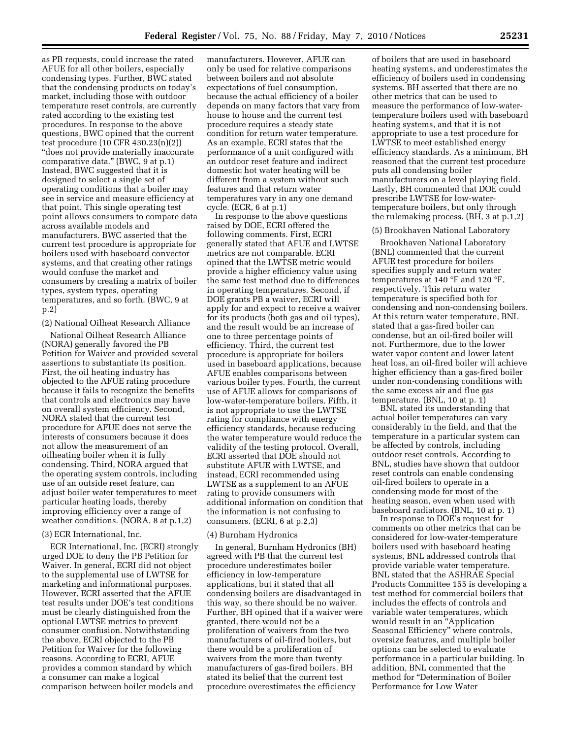as PB requests, could increase the rated AFUE for all other boilers, especially condensing types. Further, BWC stated that the condensing products on today's market, including those with outdoor temperature reset controls, are currently rated according to the existing test procedures. In response to the above questions, BWC opined that the current test procedure (10 CFR 430.23(n)(2)) "does not provide materially inaccurate comparative data." (BWC, 9 at p.1) Instead, BWC suggested that it is designed to select a single set of operating conditions that a boiler may see in service and measure efficiency at that point. This single operating test point allows consumers to compare data across available models and manufacturers. BWC asserted that the current test procedure is appropriate for boilers used with baseboard convector systems, and that creating other ratings would confuse the market and consumers by creating a matrix of boiler types, system types, operating temperatures, and so forth. (BWC, 9 at p.2)

(2) National Oilheat Research Alliance

National Oilheat Research Alliance (NORA) generally favored the PB Petition for Waiver and provided several assertions to substantiate its position. First, the oil heating industry has objected to the AFUE rating procedure because it fails to recognize the benefits that controls and electronics may have on overall system efficiency. Second, NORA stated that the current test procedure for AFUE does not serve the interests of consumers because it does not allow the measurement of an oilheating boiler when it is fully condensing. Third, NORA argued that the operating system controls, including use of an outside reset feature, can adjust boiler water temperatures to meet particular heating loads, thereby improving efficiency over a range of weather conditions. (NORA, 8 at p.1,2)

(3) ECR International, Inc.

ECR International, Inc. (ECRI) strongly urged DOE to deny the PB Petition for Waiver. In general, ECRI did not object to the supplemental use of LWTSE for marketing and informational purposes. However, ECRI asserted that the AFUE test results under DOE's test conditions must be clearly distinguished from the optional LWTSE metrics to prevent consumer confusion. Notwithstanding the above, ECRI objected to the PB Petition for Waiver for the following reasons. According to ECRI, AFUE provides a common standard by which a consumer can make a logical comparison between boiler models and manufacturers. However, AFUE can only be used for relative comparisons between boilers and not absolute expectations of fuel consumption, because the actual efficiency of a boiler depends on many factors that vary from house to house and the current test procedure requires a steady state condition for return water temperature. As an example, ECRI states that the performance of a unit configured with an outdoor reset feature and indirect domestic hot water heating will be different from a system without such features and that return water temperatures vary in any one demand cycle. (ECR, 6 at p.1)

In response to the above questions raised by DOE, ECRI offered the following comments. First, ECRI generally stated that AFUE and LWTSE metrics are not comparable. ECRI opined that the LWTSE metric would provide a higher efficiency value using the same test method due to differences in operating temperatures. Second, if DOE grants PB a waiver, ECRI will apply for and expect to receive a waiver for its products (both gas and oil types), and the result would be an increase of one to three percentage points of efficiency. Third, the current test procedure is appropriate for boilers used in baseboard applications, because AFUE enables comparisons between various boiler types. Fourth, the current use of AFUE allows for comparisons of low-water-temperature boilers. Fifth, it is not appropriate to use the LWTSE rating for compliance with energy efficiency standards, because reducing the water temperature would reduce the validity of the testing protocol. Overall, ECRI asserted that DOE should not substitute AFUE with LWTSE, and instead, ECRI recommended using LWTSE as a supplement to an AFUE rating to provide consumers with additional information on condition that the information is not confusing to consumers. (ECRI, 6 at p.2,3)

(4) Burnham Hydronics

In general, Burnham Hydronics (BH) agreed with PB that the current test procedure underestimates boiler efficiency in low-temperature applications, but it stated that all condensing boilers are disadvantaged in this way, so there should be no waiver. Further, BH opined that if a waiver were granted, there would not be a proliferation of waivers from the two manufacturers of oil-fired boilers, but there would be a proliferation of waivers from the more than twenty manufacturers of gas-fired boilers. BH stated its belief that the current test procedure overestimates the efficiency of boilers that are used in baseboard heating systems, and underestimates the efficiency of boilers used in condensing systems. BH asserted that there are no other metrics that can be used to measure the performance of low-water-temperature boilers used with baseboard heating systems, and that it is not appropriate to use a test procedure for LWTSE to meet established energy efficiency standards. As a minimum, BH reasoned that the current test procedure puts all condensing boiler manufacturers on a level playing field. Lastly, BH commented that DOE could prescribe LWTSE for low-water-temperature boilers, but only through the rulemaking process. (BH, 3 at p.1,2)

(5) Brookhaven National Laboratory

Brookhaven National Laboratory (BNL) commented that the current AFUE test procedure for boilers specifies supply and return water temperatures at 140 °F and 120 °F, respectively. This return water temperature is specified both for condensing and non-condensing boilers. At this return water temperature, BNL stated that a gas-fired boiler can condense, but an oil-fired boiler will not. Furthermore, due to the lower water vapor content and lower latent heat loss, an oil-fired boiler will achieve higher efficiency than a gas-fired boiler under non-condensing conditions with the same excess air and flue gas temperature. (BNL, 10 at p. 1)

BNL stated its understanding that actual boiler temperatures can vary considerably in the field, and that the temperature in a particular system can be affected by controls, including outdoor reset controls. According to BNL, studies have shown that outdoor reset controls can enable condensing oil-fired boilers to operate in a condensing mode for most of the heating season, even when used with baseboard radiators. (BNL, 10 at p. 1)

In response to DOE's request for comments on other metrics that can be considered for low-water-temperature boilers used with baseboard heating systems, BNL addressed controls that provide variable water temperature. BNL stated that the ASHRAE Special Projects Committee 155 is developing a test method for commercial boilers that includes the effects of controls and variable water temperatures, which would result in an "Application Seasonal Efficiency" where controls, oversize features, and multiple boiler options can be selected to evaluate performance in a particular building. In addition, BNL commented that the method for "Determination of Boiler Performance for Low Water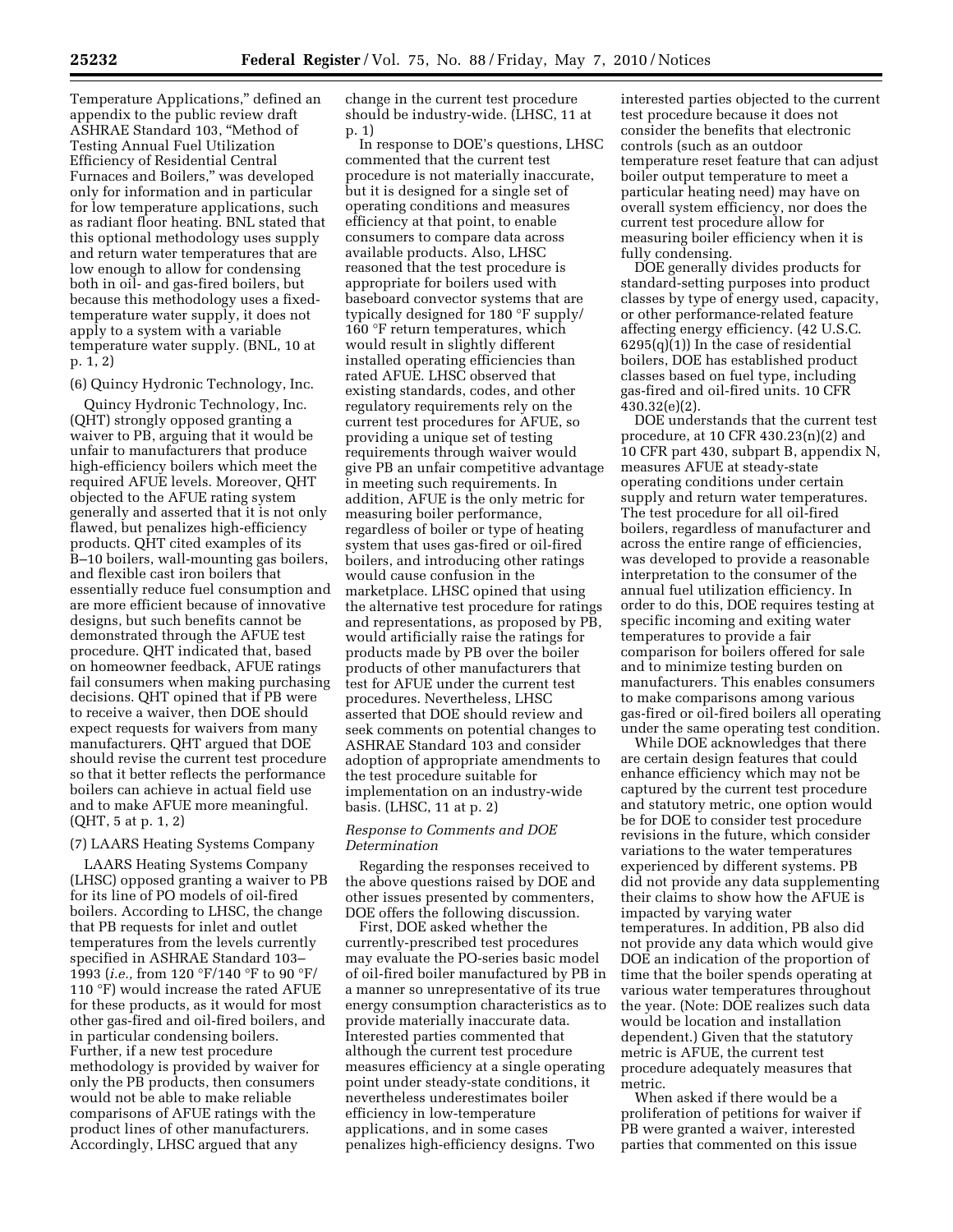Temperature Applications," defined an appendix to the public review draft ASHRAE Standard 103, "Method of Testing Annual Fuel Utilization Efficiency of Residential Central Furnaces and Boilers," was developed only for information and in particular for low temperature applications, such as radiant floor heating. BNL stated that this optional methodology uses supply and return water temperatures that are low enough to allow for condensing both in oil- and gas-fired boilers, but because this methodology uses a fixed-temperature water supply, it does not apply to a system with a variable temperature water supply. (BNL, 10 at p. 1, 2)

(6) Quincy Hydronic Technology, Inc.

Quincy Hydronic Technology, Inc. (QHT) strongly opposed granting a waiver to PB, arguing that it would be unfair to manufacturers that produce high-efficiency boilers which meet the required AFUE levels. Moreover, QHT objected to the AFUE rating system generally and asserted that it is not only flawed, but penalizes high-efficiency products. QHT cited examples of its B–10 boilers, wall-mounting gas boilers, and flexible cast iron boilers that essentially reduce fuel consumption and are more efficient because of innovative designs, but such benefits cannot be demonstrated through the AFUE test procedure. QHT indicated that, based on homeowner feedback, AFUE ratings fail consumers when making purchasing decisions. QHT opined that if PB were to receive a waiver, then DOE should expect requests for waivers from many manufacturers. QHT argued that DOE should revise the current test procedure so that it better reflects the performance boilers can achieve in actual field use and to make AFUE more meaningful. (QHT, 5 at p. 1, 2)

(7) LAARS Heating Systems Company

LAARS Heating Systems Company (LHSC) opposed granting a waiver to PB for its line of PO models of oil-fired boilers. According to LHSC, the change that PB requests for inlet and outlet temperatures from the levels currently specified in ASHRAE Standard 103–1993 (*i.e.,* from 120 °F/140 °F to 90 °F/110 °F) would increase the rated AFUE for these products, as it would for most other gas-fired and oil-fired boilers, and in particular condensing boilers. Further, if a new test procedure methodology is provided by waiver for only the PB products, then consumers would not be able to make reliable comparisons of AFUE ratings with the product lines of other manufacturers. Accordingly, LHSC argued that any change in the current test procedure should be industry-wide. (LHSC, 11 at p. 1)

In response to DOE's questions, LHSC commented that the current test procedure is not materially inaccurate, but it is designed for a single set of operating conditions and measures efficiency at that point, to enable consumers to compare data across available products. Also, LHSC reasoned that the test procedure is appropriate for boilers used with baseboard convector systems that are typically designed for 180 °F supply/160 °F return temperatures, which would result in slightly different installed operating efficiencies than rated AFUE. LHSC observed that existing standards, codes, and other regulatory requirements rely on the current test procedures for AFUE, so providing a unique set of testing requirements through waiver would give PB an unfair competitive advantage in meeting such requirements. In addition, AFUE is the only metric for measuring boiler performance, regardless of boiler or type of heating system that uses gas-fired or oil-fired boilers, and introducing other ratings would cause confusion in the marketplace. LHSC opined that using the alternative test procedure for ratings and representations, as proposed by PB, would artificially raise the ratings for products made by PB over the boiler products of other manufacturers that test for AFUE under the current test procedures. Nevertheless, LHSC asserted that DOE should review and seek comments on potential changes to ASHRAE Standard 103 and consider adoption of appropriate amendments to the test procedure suitable for implementation on an industry-wide basis. (LHSC, 11 at p. 2)

*Response to Comments and DOE Determination*

Regarding the responses received to the above questions raised by DOE and other issues presented by commenters, DOE offers the following discussion.

First, DOE asked whether the currently-prescribed test procedures may evaluate the PO-series basic model of oil-fired boiler manufactured by PB in a manner so unrepresentative of its true energy consumption characteristics as to provide materially inaccurate data. Interested parties commented that although the current test procedure measures efficiency at a single operating point under steady-state conditions, it nevertheless underestimates boiler efficiency in low-temperature applications, and in some cases penalizes high-efficiency designs. Two interested parties objected to the current test procedure because it does not consider the benefits that electronic controls (such as an outdoor temperature reset feature that can adjust boiler output temperature to meet a particular heating need) may have on overall system efficiency, nor does the current test procedure allow for measuring boiler efficiency when it is fully condensing.

DOE generally divides products for standard-setting purposes into product classes by type of energy used, capacity, or other performance-related feature affecting energy efficiency. (42 U.S.C. 6295(q)(1)) In the case of residential boilers, DOE has established product classes based on fuel type, including gas-fired and oil-fired units. 10 CFR 430.32(e)(2).

DOE understands that the current test procedure, at 10 CFR 430.23(n)(2) and 10 CFR part 430, subpart B, appendix N, measures AFUE at steady-state operating conditions under certain supply and return water temperatures. The test procedure for all oil-fired boilers, regardless of manufacturer and across the entire range of efficiencies, was developed to provide a reasonable interpretation to the consumer of the annual fuel utilization efficiency. In order to do this, DOE requires testing at specific incoming and exiting water temperatures to provide a fair comparison for boilers offered for sale and to minimize testing burden on manufacturers. This enables consumers to make comparisons among various gas-fired or oil-fired boilers all operating under the same operating test condition.

While DOE acknowledges that there are certain design features that could enhance efficiency which may not be captured by the current test procedure and statutory metric, one option would be for DOE to consider test procedure revisions in the future, which consider variations to the water temperatures experienced by different systems. PB did not provide any data supplementing their claims to show how the AFUE is impacted by varying water temperatures. In addition, PB also did not provide any data which would give DOE an indication of the proportion of time that the boiler spends operating at various water temperatures throughout the year. (Note: DOE realizes such data would be location and installation dependent.) Given that the statutory metric is AFUE, the current test procedure adequately measures that metric.

When asked if there would be a proliferation of petitions for waiver if PB were granted a waiver, interested parties that commented on this issue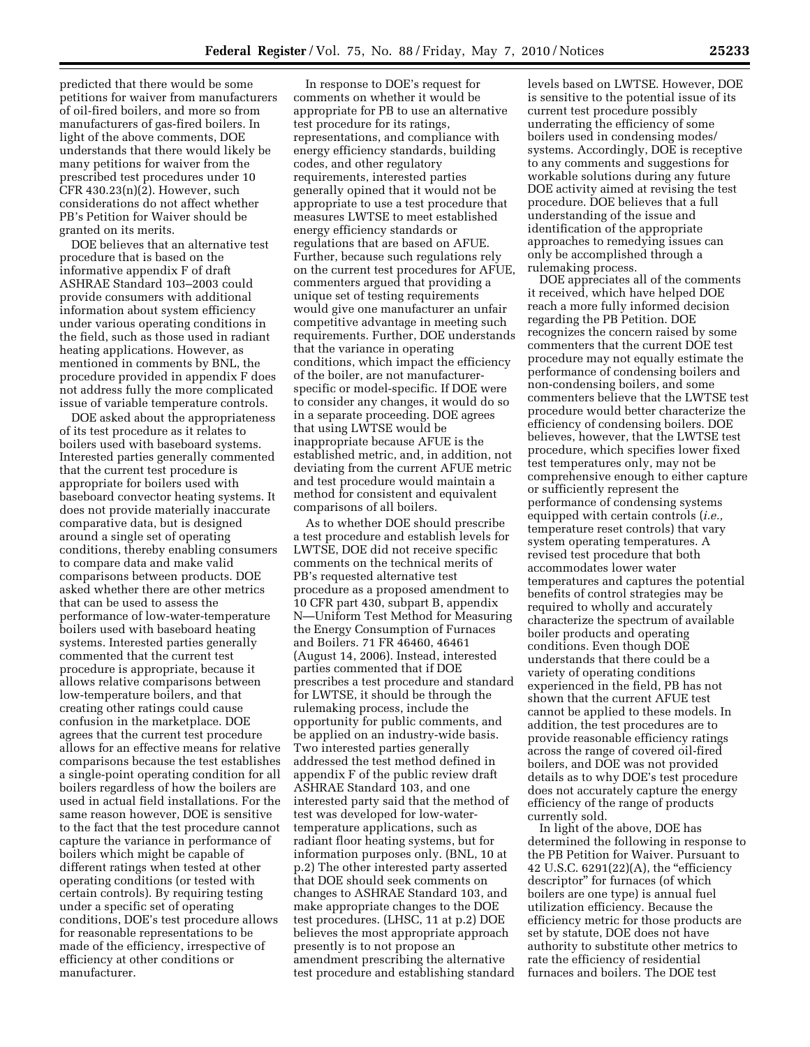predicted that there would be some petitions for waiver from manufacturers of oil-fired boilers, and more so from manufacturers of gas-fired boilers. In light of the above comments, DOE understands that there would likely be many petitions for waiver from the prescribed test procedures under 10 CFR 430.23(n)(2). However, such considerations do not affect whether PB's Petition for Waiver should be granted on its merits.

DOE believes that an alternative test procedure that is based on the informative appendix F of draft ASHRAE Standard 103–2003 could provide consumers with additional information about system efficiency under various operating conditions in the field, such as those used in radiant heating applications. However, as mentioned in comments by BNL, the procedure provided in appendix F does not address fully the more complicated issue of variable temperature controls.

DOE asked about the appropriateness of its test procedure as it relates to boilers used with baseboard systems. Interested parties generally commented that the current test procedure is appropriate for boilers used with baseboard convector heating systems. It does not provide materially inaccurate comparative data, but is designed around a single set of operating conditions, thereby enabling consumers to compare data and make valid comparisons between products. DOE asked whether there are other metrics that can be used to assess the performance of low-water-temperature boilers used with baseboard heating systems. Interested parties generally commented that the current test procedure is appropriate, because it allows relative comparisons between low-temperature boilers, and that creating other ratings could cause confusion in the marketplace. DOE agrees that the current test procedure allows for an effective means for relative comparisons because the test establishes a single-point operating condition for all boilers regardless of how the boilers are used in actual field installations. For the same reason however, DOE is sensitive to the fact that the test procedure cannot capture the variance in performance of boilers which might be capable of different ratings when tested at other operating conditions (or tested with certain controls). By requiring testing under a specific set of operating conditions, DOE's test procedure allows for reasonable representations to be made of the efficiency, irrespective of efficiency at other conditions or manufacturer.

In response to DOE's request for comments on whether it would be appropriate for PB to use an alternative test procedure for its ratings, representations, and compliance with energy efficiency standards, building codes, and other regulatory requirements, interested parties generally opined that it would not be appropriate to use a test procedure that measures LWTSE to meet established energy efficiency standards or regulations that are based on AFUE. Further, because such regulations rely on the current test procedures for AFUE, commenters argued that providing a unique set of testing requirements would give one manufacturer an unfair competitive advantage in meeting such requirements. Further, DOE understands that the variance in operating conditions, which impact the efficiency of the boiler, are not manufacturer-specific or model-specific. If DOE were to consider any changes, it would do so in a separate proceeding. DOE agrees that using LWTSE would be inappropriate because AFUE is the established metric, and, in addition, not deviating from the current AFUE metric and test procedure would maintain a method for consistent and equivalent comparisons of all boilers.

As to whether DOE should prescribe a test procedure and establish levels for LWTSE, DOE did not receive specific comments on the technical merits of PB's requested alternative test procedure as a proposed amendment to 10 CFR part 430, subpart B, appendix N—Uniform Test Method for Measuring the Energy Consumption of Furnaces and Boilers. 71 FR 46460, 46461 (August 14, 2006). Instead, interested parties commented that if DOE prescribes a test procedure and standard for LWTSE, it should be through the rulemaking process, include the opportunity for public comments, and be applied on an industry-wide basis. Two interested parties generally addressed the test method defined in appendix F of the public review draft ASHRAE Standard 103, and one interested party said that the method of test was developed for low-water-temperature applications, such as radiant floor heating systems, but for information purposes only. (BNL, 10 at p.2) The other interested party asserted that DOE should seek comments on changes to ASHRAE Standard 103, and make appropriate changes to the DOE test procedures. (LHSC, 11 at p.2) DOE believes the most appropriate approach presently is to not propose an amendment prescribing the alternative test procedure and establishing standard levels based on LWTSE. However, DOE is sensitive to the potential issue of its current test procedure possibly underrating the efficiency of some boilers used in condensing modes/systems. Accordingly, DOE is receptive to any comments and suggestions for workable solutions during any future DOE activity aimed at revising the test procedure. DOE believes that a full understanding of the issue and identification of the appropriate approaches to remedying issues can only be accomplished through a rulemaking process.

DOE appreciates all of the comments it received, which have helped DOE reach a more fully informed decision regarding the PB Petition. DOE recognizes the concern raised by some commenters that the current DOE test procedure may not equally estimate the performance of condensing boilers and non-condensing boilers, and some commenters believe that the LWTSE test procedure would better characterize the efficiency of condensing boilers. DOE believes, however, that the LWTSE test procedure, which specifies lower fixed test temperatures only, may not be comprehensive enough to either capture or sufficiently represent the performance of condensing systems equipped with certain controls (*i.e.,* temperature reset controls) that vary system operating temperatures. A revised test procedure that both accommodates lower water temperatures and captures the potential benefits of control strategies may be required to wholly and accurately characterize the spectrum of available boiler products and operating conditions. Even though DOE understands that there could be a variety of operating conditions experienced in the field, PB has not shown that the current AFUE test cannot be applied to these models. In addition, the test procedures are to provide reasonable efficiency ratings across the range of covered oil-fired boilers, and DOE was not provided details as to why DOE's test procedure does not accurately capture the energy efficiency of the range of products currently sold.

In light of the above, DOE has determined the following in response to the PB Petition for Waiver. Pursuant to 42 U.S.C. 6291(22)(A), the "efficiency descriptor" for furnaces (of which boilers are one type) is annual fuel utilization efficiency. Because the efficiency metric for those products are set by statute, DOE does not have authority to substitute other metrics to rate the efficiency of residential furnaces and boilers. The DOE test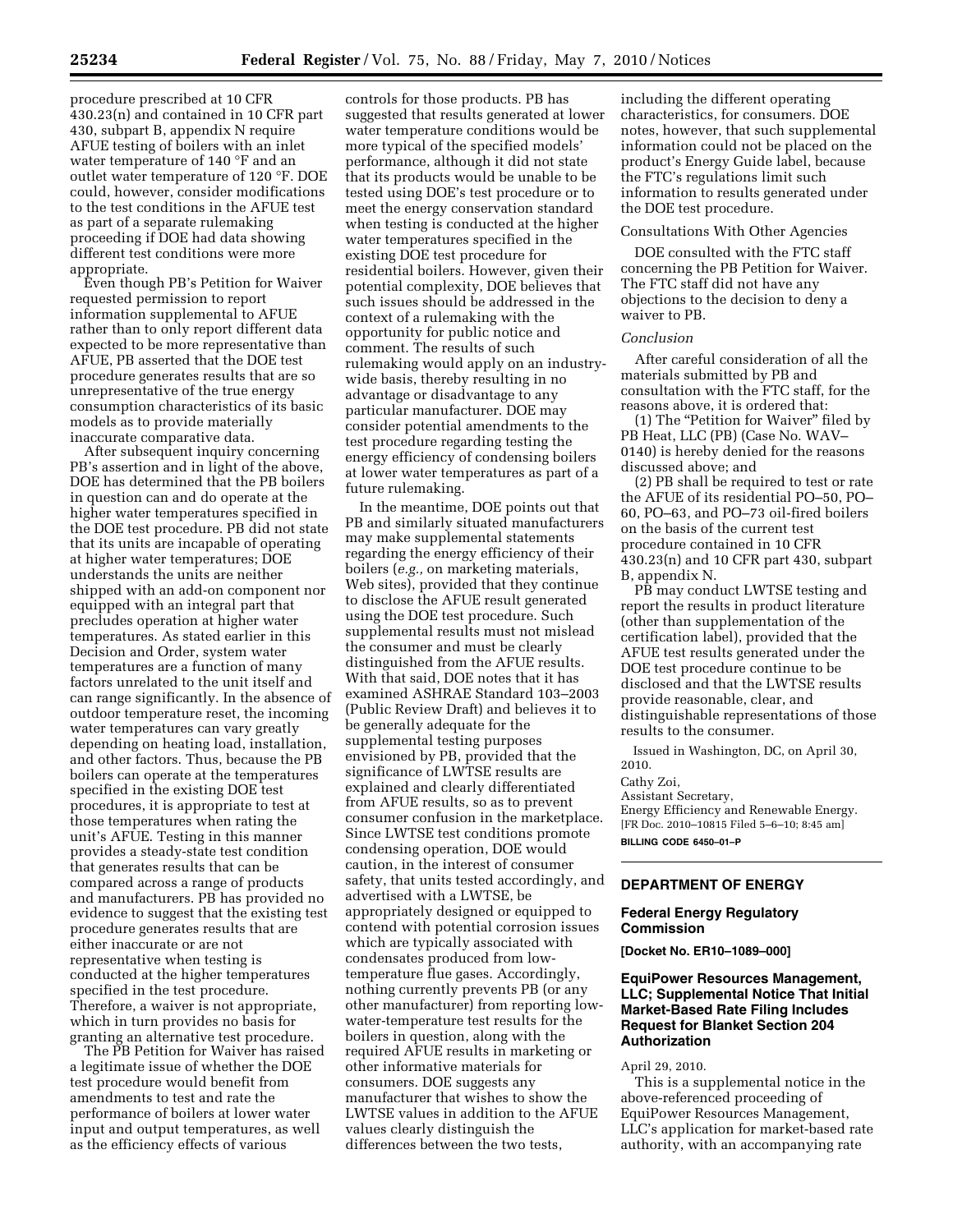procedure prescribed at 10 CFR 430.23(n) and contained in 10 CFR part 430, subpart B, appendix N require AFUE testing of boilers with an inlet water temperature of 140 °F and an outlet water temperature of 120 °F. DOE could, however, consider modifications to the test conditions in the AFUE test as part of a separate rulemaking proceeding if DOE had data showing different test conditions were more appropriate.

Even though PB's Petition for Waiver requested permission to report information supplemental to AFUE rather than to only report different data expected to be more representative than AFUE, PB asserted that the DOE test procedure generates results that are so unrepresentative of the true energy consumption characteristics of its basic models as to provide materially inaccurate comparative data.

After subsequent inquiry concerning PB's assertion and in light of the above, DOE has determined that the PB boilers in question can and do operate at the higher water temperatures specified in the DOE test procedure. PB did not state that its units are incapable of operating at higher water temperatures; DOE understands the units are neither shipped with an add-on component nor equipped with an integral part that precludes operation at higher water temperatures. As stated earlier in this Decision and Order, system water temperatures are a function of many factors unrelated to the unit itself and can range significantly. In the absence of outdoor temperature reset, the incoming water temperatures can vary greatly depending on heating load, installation, and other factors. Thus, because the PB boilers can operate at the temperatures specified in the existing DOE test procedures, it is appropriate to test at those temperatures when rating the unit's AFUE. Testing in this manner provides a steady-state test condition that generates results that can be compared across a range of products and manufacturers. PB has provided no evidence to suggest that the existing test procedure generates results that are either inaccurate or are not representative when testing is conducted at the higher temperatures specified in the test procedure. Therefore, a waiver is not appropriate, which in turn provides no basis for granting an alternative test procedure.

The PB Petition for Waiver has raised a legitimate issue of whether the DOE test procedure would benefit from amendments to test and rate the performance of boilers at lower water input and output temperatures, as well as the efficiency effects of various controls for those products. PB has suggested that results generated at lower water temperature conditions would be more typical of the specified models' performance, although it did not state that its products would be unable to be tested using DOE's test procedure or to meet the energy conservation standard when testing is conducted at the higher water temperatures specified in the existing DOE test procedure for residential boilers. However, given their potential complexity, DOE believes that such issues should be addressed in the context of a rulemaking with the opportunity for public notice and comment. The results of such rulemaking would apply on an industry-wide basis, thereby resulting in no advantage or disadvantage to any particular manufacturer. DOE may consider potential amendments to the test procedure regarding testing the energy efficiency of condensing boilers at lower water temperatures as part of a future rulemaking.

In the meantime, DOE points out that PB and similarly situated manufacturers may make supplemental statements regarding the energy efficiency of their boilers (*e.g.,* on marketing materials, Web sites), provided that they continue to disclose the AFUE result generated using the DOE test procedure. Such supplemental results must not mislead the consumer and must be clearly distinguished from the AFUE results. With that said, DOE notes that it has examined ASHRAE Standard 103–2003 (Public Review Draft) and believes it to be generally adequate for the supplemental testing purposes envisioned by PB, provided that the significance of LWTSE results are explained and clearly differentiated from AFUE results, so as to prevent consumer confusion in the marketplace. Since LWTSE test conditions promote condensing operation, DOE would caution, in the interest of consumer safety, that units tested accordingly, and advertised with a LWTSE, be appropriately designed or equipped to contend with potential corrosion issues which are typically associated with condensates produced from low-temperature flue gases. Accordingly, nothing currently prevents PB (or any other manufacturer) from reporting low-water-temperature test results for the boilers in question, along with the required AFUE results in marketing or other informative materials for consumers. DOE suggests any manufacturer that wishes to show the LWTSE values in addition to the AFUE values clearly distinguish the differences between the two tests, including the different operating characteristics, for consumers. DOE notes, however, that such supplemental information could not be placed on the product's Energy Guide label, because the FTC's regulations limit such information to results generated under the DOE test procedure.

Consultations With Other Agencies

DOE consulted with the FTC staff concerning the PB Petition for Waiver. The FTC staff did not have any objections to the decision to deny a waiver to PB.

*Conclusion*

After careful consideration of all the materials submitted by PB and consultation with the FTC staff, for the reasons above, it is ordered that:

(1) The "Petition for Waiver" filed by PB Heat, LLC (PB) (Case No. WAV–0140) is hereby denied for the reasons discussed above; and

(2) PB shall be required to test or rate the AFUE of its residential PO–50, PO–60, PO–63, and PO–73 oil-fired boilers on the basis of the current test procedure contained in 10 CFR 430.23(n) and 10 CFR part 430, subpart B, appendix N.

PB may conduct LWTSE testing and report the results in product literature (other than supplementation of the certification label), provided that the AFUE test results generated under the DOE test procedure continue to be disclosed and that the LWTSE results provide reasonable, clear, and distinguishable representations of those results to the consumer.

Issued in Washington, DC, on April 30, 2010.

Cathy Zoi,

Assistant Secretary,

Energy Efficiency and Renewable Energy.

[FR Doc. 2010–10815 Filed 5–6–10; 8:45 am]

**BILLING CODE 6450–01–P**

---

## DEPARTMENT OF ENERGY

### Federal Energy Regulatory Commission

**[Docket No. ER10–1089–000]**

### EquiPower Resources Management, LLC; Supplemental Notice That Initial Market-Based Rate Filing Includes Request for Blanket Section 204 Authorization

April 29, 2010.

This is a supplemental notice in the above-referenced proceeding of EquiPower Resources Management, LLC's application for market-based rate authority, with an accompanying rate